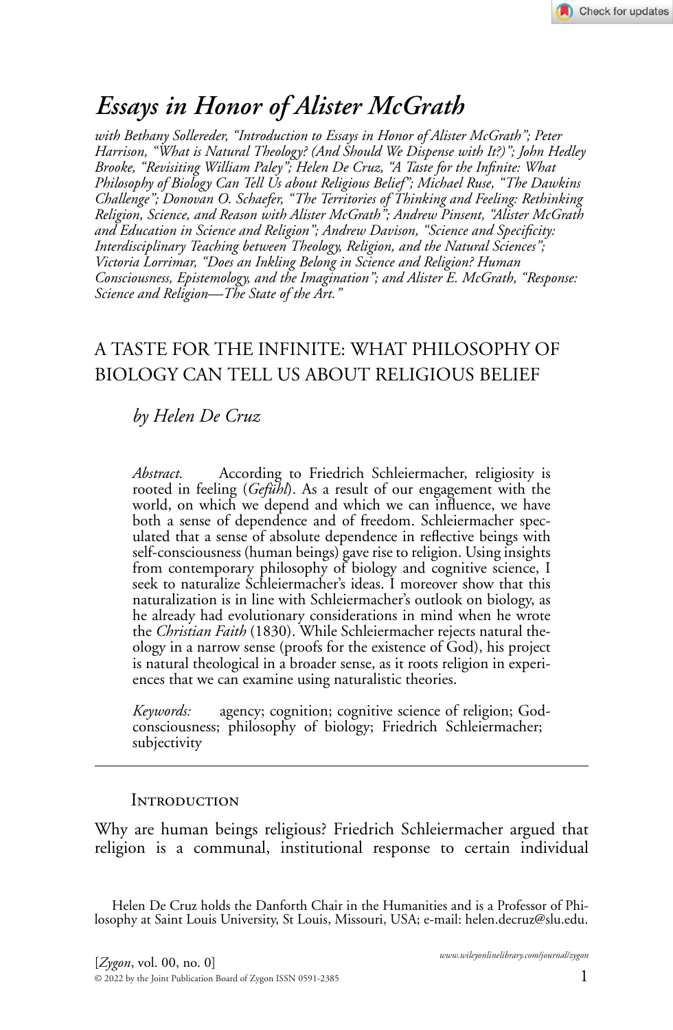# *Essays in Honor of Alister McGrath*

*with Bethany Sollereder, "Introduction to Essays in Honor of Alister McGrath"; Peter Harrison, "What is Natural Theology? (And Should We Dispense with It?)"; John Hedley Brooke, "Revisiting William Paley"; Helen De Cruz, "A Taste for the Infinite: What Philosophy of Biology Can Tell Us about Religious Belief"; Michael Ruse, "The Dawkins Challenge"; Donovan O. Schaefer, "The Territories of Thinking and Feeling: Rethinking Religion, Science, and Reason with Alister McGrath"; Andrew Pinsent, "Alister McGrath and Education in Science and Religion"; Andrew Davison, "Science and Specificity: Interdisciplinary Teaching between Theology, Religion, and the Natural Sciences"; Victoria Lorrimar, "Does an Inkling Belong in Science and Religion? Human Consciousness, Epistemology, and the Imagination"; and Alister E. McGrath, "Response: Science and Religion—The State of the Art."*

## A TASTE FOR THE INFINITE: WHAT PHILOSOPHY OF BIOLOGY CAN TELL US ABOUT RELIGIOUS BELIEF

*by Helen De Cruz*

*Abstract.* According to Friedrich Schleiermacher, religiosity is rooted in feeling (*Gefühl*). As a result of our engagement with the world, on which we depend and which we can influence, we have both a sense of dependence and of freedom. Schleiermacher speculated that a sense of absolute dependence in reflective beings with self-consciousness (human beings) gave rise to religion. Using insights from contemporary philosophy of biology and cognitive science, I seek to naturalize Schleiermacher's ideas. I moreover show that this naturalization is in line with Schleiermacher's outlook on biology, as he already had evolutionary considerations in mind when he wrote the *Christian Faith* (1830). While Schleiermacher rejects natural theology in a narrow sense (proofs for the existence of God), his project is natural theological in a broader sense, as it roots religion in experiences that we can examine using naturalistic theories.

*Keywords:* agency; cognition; cognitive science of religion; God-consciousness; philosophy of biology; Friedrich Schleiermacher; subjectivity

### Introduction

Why are human beings religious? Friedrich Schleiermacher argued that religion is a communal, institutional response to certain individual

Helen De Cruz holds the Danforth Chair in the Humanities and is a Professor of Philosophy at Saint Louis University, St Louis, Missouri, USA; e-mail: helen.decruz@slu.edu.

© 2022 by the Joint Publication Board of Zygon ISSN 0591-2385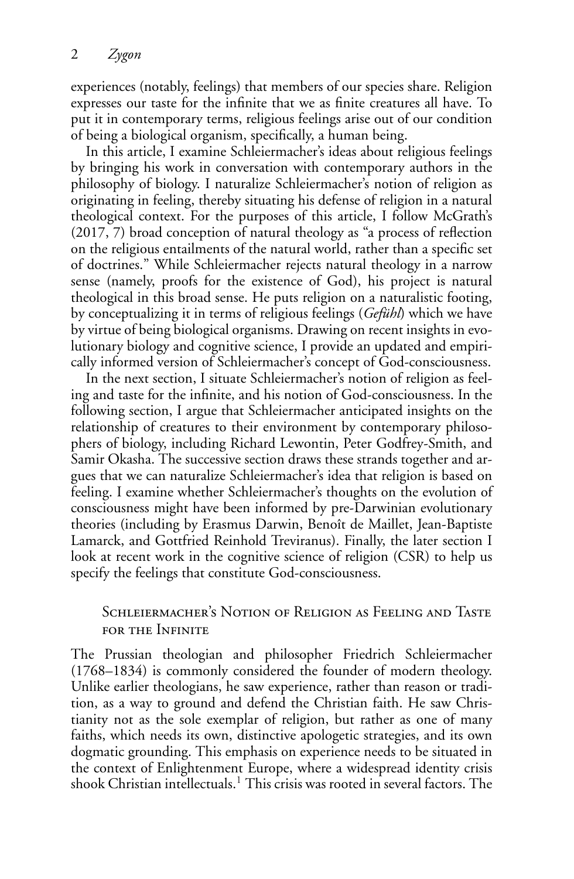experiences (notably, feelings) that members of our species share. Religion expresses our taste for the infinite that we as finite creatures all have. To put it in contemporary terms, religious feelings arise out of our condition of being a biological organism, specifically, a human being.

In this article, I examine Schleiermacher's ideas about religious feelings by bringing his work in conversation with contemporary authors in the philosophy of biology. I naturalize Schleiermacher's notion of religion as originating in feeling, thereby situating his defense of religion in a natural theological context. For the purposes of this article, I follow McGrath's (2017, 7) broad conception of natural theology as "a process of reflection on the religious entailments of the natural world, rather than a specific set of doctrines." While Schleiermacher rejects natural theology in a narrow sense (namely, proofs for the existence of God), his project is natural theological in this broad sense. He puts religion on a naturalistic footing, by conceptualizing it in terms of religious feelings (*Gefühl*) which we have by virtue of being biological organisms. Drawing on recent insights in evolutionary biology and cognitive science, I provide an updated and empirically informed version of Schleiermacher's concept of God-consciousness.

In the next section, I situate Schleiermacher's notion of religion as feeling and taste for the infinite, and his notion of God-consciousness. In the following section, I argue that Schleiermacher anticipated insights on the relationship of creatures to their environment by contemporary philosophers of biology, including Richard Lewontin, Peter Godfrey-Smith, and Samir Okasha. The successive section draws these strands together and argues that we can naturalize Schleiermacher's idea that religion is based on feeling. I examine whether Schleiermacher's thoughts on the evolution of consciousness might have been informed by pre-Darwinian evolutionary theories (including by Erasmus Darwin, Benoît de Maillet, Jean-Baptiste Lamarck, and Gottfried Reinhold Treviranus). Finally, the later section I look at recent work in the cognitive science of religion (CSR) to help us specify the feelings that constitute God-consciousness.

## Schleiermacher's Notion of Religion as Feeling and Taste for the Infinite

The Prussian theologian and philosopher Friedrich Schleiermacher (1768–1834) is commonly considered the founder of modern theology. Unlike earlier theologians, he saw experience, rather than reason or tradition, as a way to ground and defend the Christian faith. He saw Christianity not as the sole exemplar of religion, but rather as one of many faiths, which needs its own, distinctive apologetic strategies, and its own dogmatic grounding. This emphasis on experience needs to be situated in the context of Enlightenment Europe, where a widespread identity crisis shook Christian intellectuals.[1] This crisis was rooted in several factors. The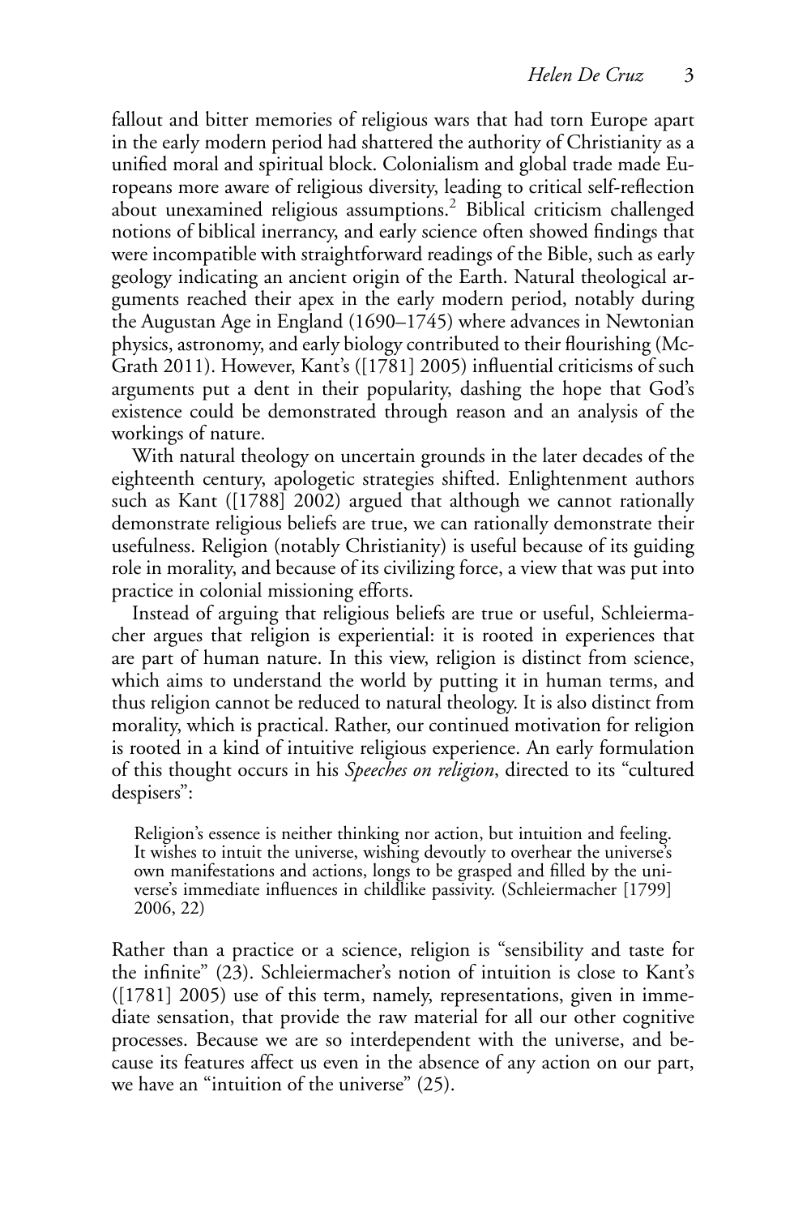fallout and bitter memories of religious wars that had torn Europe apart in the early modern period had shattered the authority of Christianity as a unified moral and spiritual block. Colonialism and global trade made Europeans more aware of religious diversity, leading to critical self-reflection about unexamined religious assumptions.[2] Biblical criticism challenged notions of biblical inerrancy, and early science often showed findings that were incompatible with straightforward readings of the Bible, such as early geology indicating an ancient origin of the Earth. Natural theological arguments reached their apex in the early modern period, notably during the Augustan Age in England (1690–1745) where advances in Newtonian physics, astronomy, and early biology contributed to their flourishing (McGrath 2011). However, Kant's ([1781] 2005) influential criticisms of such arguments put a dent in their popularity, dashing the hope that God's existence could be demonstrated through reason and an analysis of the workings of nature.

With natural theology on uncertain grounds in the later decades of the eighteenth century, apologetic strategies shifted. Enlightenment authors such as Kant ([1788] 2002) argued that although we cannot rationally demonstrate religious beliefs are true, we can rationally demonstrate their usefulness. Religion (notably Christianity) is useful because of its guiding role in morality, and because of its civilizing force, a view that was put into practice in colonial missioning efforts.

Instead of arguing that religious beliefs are true or useful, Schleiermacher argues that religion is experiential: it is rooted in experiences that are part of human nature. In this view, religion is distinct from science, which aims to understand the world by putting it in human terms, and thus religion cannot be reduced to natural theology. It is also distinct from morality, which is practical. Rather, our continued motivation for religion is rooted in a kind of intuitive religious experience. An early formulation of this thought occurs in his *Speeches on religion*, directed to its "cultured despisers":

> Religion's essence is neither thinking nor action, but intuition and feeling. It wishes to intuit the universe, wishing devoutly to overhear the universe's own manifestations and actions, longs to be grasped and filled by the universe's immediate influences in childlike passivity. (Schleiermacher [1799] 2006, 22)

Rather than a practice or a science, religion is "sensibility and taste for the infinite" (23). Schleiermacher's notion of intuition is close to Kant's ([1781] 2005) use of this term, namely, representations, given in immediate sensation, that provide the raw material for all our other cognitive processes. Because we are so interdependent with the universe, and because its features affect us even in the absence of any action on our part, we have an "intuition of the universe" (25).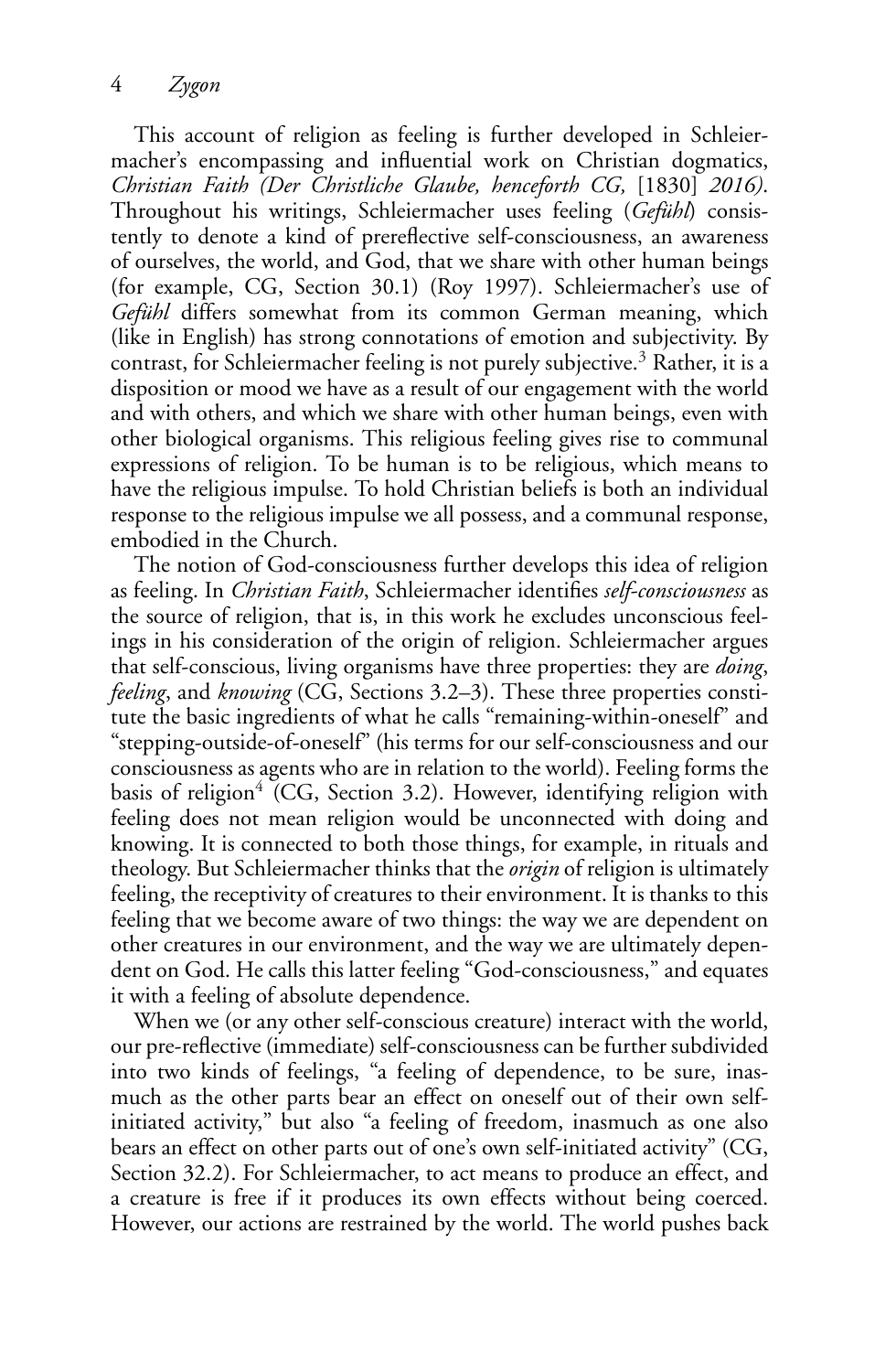This account of religion as feeling is further developed in Schleiermacher's encompassing and influential work on Christian dogmatics, *Christian Faith (Der Christliche Glaube, henceforth CG,* [1830] *2016)*. Throughout his writings, Schleiermacher uses feeling (*Gefühl*) consistently to denote a kind of prereflective self-consciousness, an awareness of ourselves, the world, and God, that we share with other human beings (for example, CG, Section 30.1) (Roy 1997). Schleiermacher's use of *Gefühl* differs somewhat from its common German meaning, which (like in English) has strong connotations of emotion and subjectivity. By contrast, for Schleiermacher feeling is not purely subjective.[3] Rather, it is a disposition or mood we have as a result of our engagement with the world and with others, and which we share with other human beings, even with other biological organisms. This religious feeling gives rise to communal expressions of religion. To be human is to be religious, which means to have the religious impulse. To hold Christian beliefs is both an individual response to the religious impulse we all possess, and a communal response, embodied in the Church.

The notion of God-consciousness further develops this idea of religion as feeling. In *Christian Faith*, Schleiermacher identifies *self-consciousness* as the source of religion, that is, in this work he excludes unconscious feelings in his consideration of the origin of religion. Schleiermacher argues that self-conscious, living organisms have three properties: they are *doing*, *feeling*, and *knowing* (CG, Sections 3.2–3). These three properties constitute the basic ingredients of what he calls "remaining-within-oneself" and "stepping-outside-of-oneself" (his terms for our self-consciousness and our consciousness as agents who are in relation to the world). Feeling forms the basis of religion[4] (CG, Section 3.2). However, identifying religion with feeling does not mean religion would be unconnected with doing and knowing. It is connected to both those things, for example, in rituals and theology. But Schleiermacher thinks that the *origin* of religion is ultimately feeling, the receptivity of creatures to their environment. It is thanks to this feeling that we become aware of two things: the way we are dependent on other creatures in our environment, and the way we are ultimately dependent on God. He calls this latter feeling "God-consciousness," and equates it with a feeling of absolute dependence.

When we (or any other self-conscious creature) interact with the world, our pre-reflective (immediate) self-consciousness can be further subdivided into two kinds of feelings, "a feeling of dependence, to be sure, inasmuch as the other parts bear an effect on oneself out of their own self-initiated activity," but also "a feeling of freedom, inasmuch as one also bears an effect on other parts out of one's own self-initiated activity" (CG, Section 32.2). For Schleiermacher, to act means to produce an effect, and a creature is free if it produces its own effects without being coerced. However, our actions are restrained by the world. The world pushes back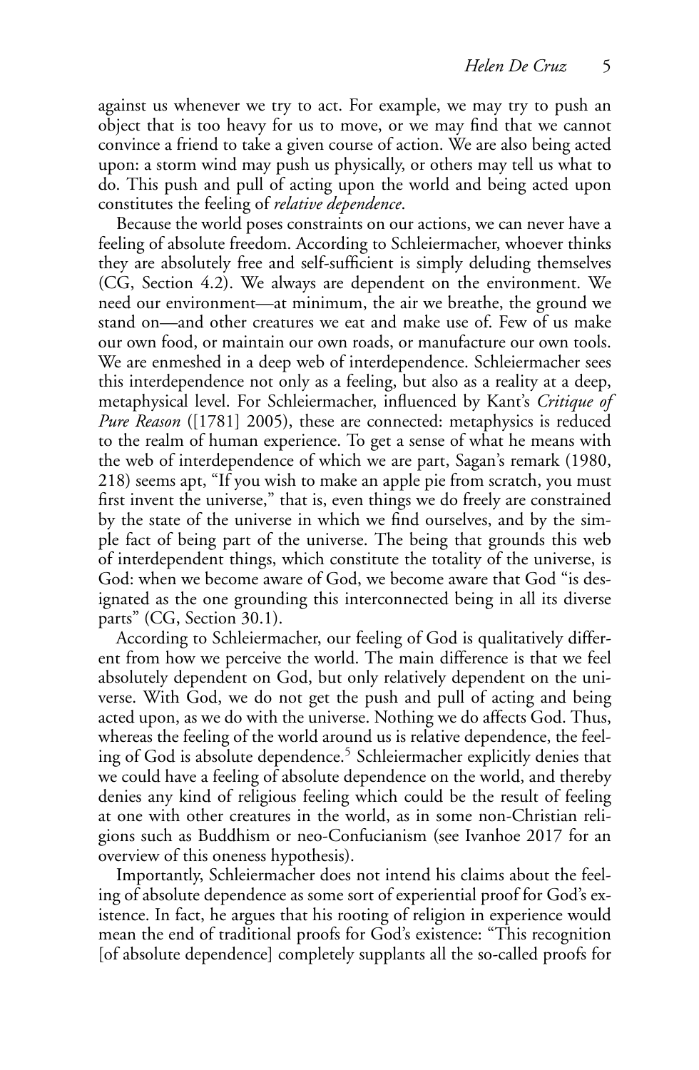against us whenever we try to act. For example, we may try to push an object that is too heavy for us to move, or we may find that we cannot convince a friend to take a given course of action. We are also being acted upon: a storm wind may push us physically, or others may tell us what to do. This push and pull of acting upon the world and being acted upon constitutes the feeling of *relative dependence*.

Because the world poses constraints on our actions, we can never have a feeling of absolute freedom. According to Schleiermacher, whoever thinks they are absolutely free and self-sufficient is simply deluding themselves (CG, Section 4.2). We always are dependent on the environment. We need our environment—at minimum, the air we breathe, the ground we stand on—and other creatures we eat and make use of. Few of us make our own food, or maintain our own roads, or manufacture our own tools. We are enmeshed in a deep web of interdependence. Schleiermacher sees this interdependence not only as a feeling, but also as a reality at a deep, metaphysical level. For Schleiermacher, influenced by Kant's *Critique of Pure Reason* ([1781] 2005), these are connected: metaphysics is reduced to the realm of human experience. To get a sense of what he means with the web of interdependence of which we are part, Sagan's remark (1980, 218) seems apt, "If you wish to make an apple pie from scratch, you must first invent the universe," that is, even things we do freely are constrained by the state of the universe in which we find ourselves, and by the simple fact of being part of the universe. The being that grounds this web of interdependent things, which constitute the totality of the universe, is God: when we become aware of God, we become aware that God "is designated as the one grounding this interconnected being in all its diverse parts" (CG, Section 30.1).

According to Schleiermacher, our feeling of God is qualitatively different from how we perceive the world. The main difference is that we feel absolutely dependent on God, but only relatively dependent on the universe. With God, we do not get the push and pull of acting and being acted upon, as we do with the universe. Nothing we do affects God. Thus, whereas the feeling of the world around us is relative dependence, the feeling of God is absolute dependence.[5] Schleiermacher explicitly denies that we could have a feeling of absolute dependence on the world, and thereby denies any kind of religious feeling which could be the result of feeling at one with other creatures in the world, as in some non-Christian religions such as Buddhism or neo-Confucianism (see Ivanhoe 2017 for an overview of this oneness hypothesis).

Importantly, Schleiermacher does not intend his claims about the feeling of absolute dependence as some sort of experiential proof for God's existence. In fact, he argues that his rooting of religion in experience would mean the end of traditional proofs for God's existence: "This recognition [of absolute dependence] completely supplants all the so-called proofs for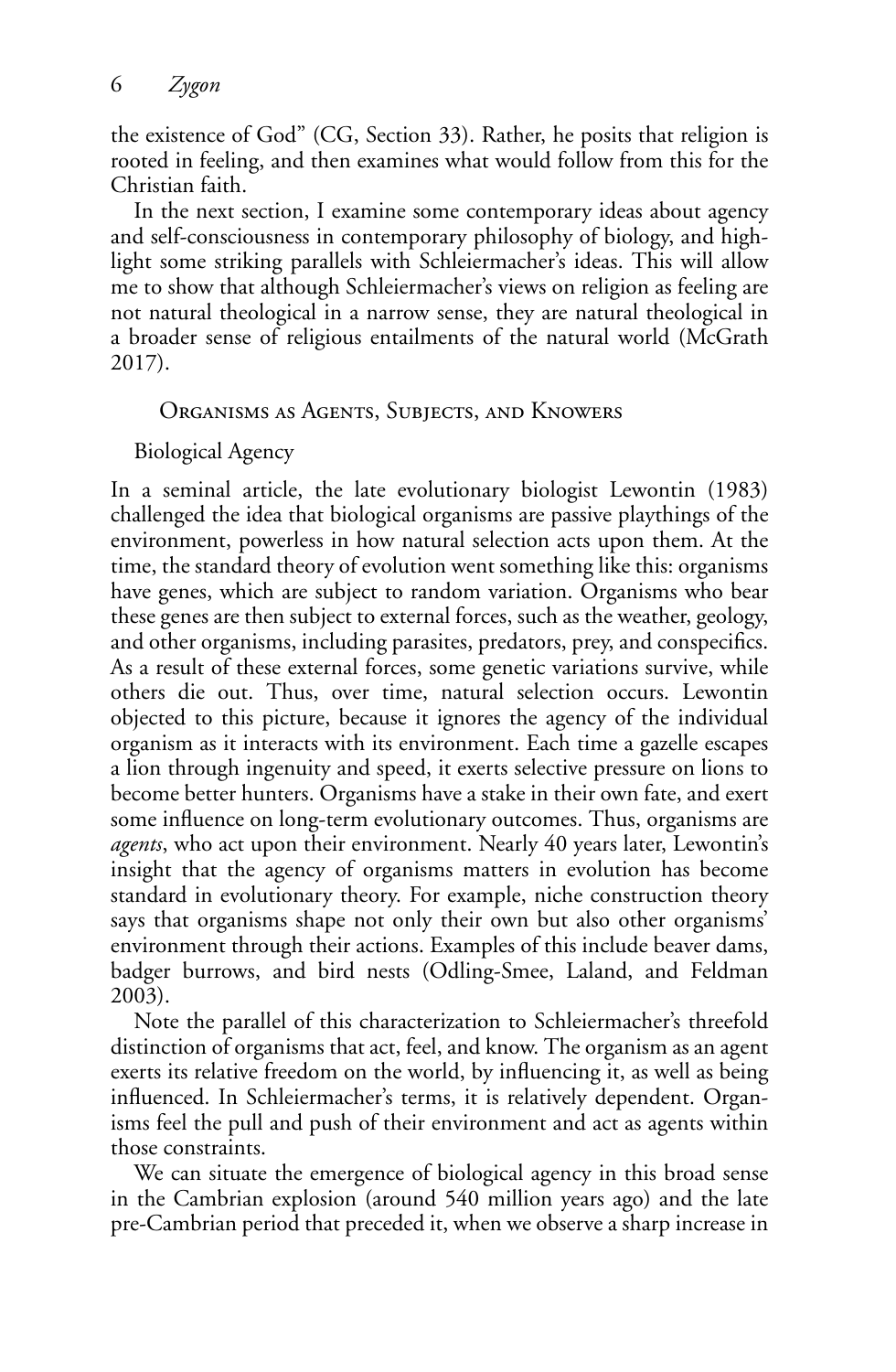the existence of God" (CG, Section 33). Rather, he posits that religion is rooted in feeling, and then examines what would follow from this for the Christian faith.

In the next section, I examine some contemporary ideas about agency and self-consciousness in contemporary philosophy of biology, and highlight some striking parallels with Schleiermacher's ideas. This will allow me to show that although Schleiermacher's views on religion as feeling are not natural theological in a narrow sense, they are natural theological in a broader sense of religious entailments of the natural world (McGrath 2017).

## Organisms as Agents, Subjects, and Knowers

### Biological Agency

In a seminal article, the late evolutionary biologist Lewontin (1983) challenged the idea that biological organisms are passive playthings of the environment, powerless in how natural selection acts upon them. At the time, the standard theory of evolution went something like this: organisms have genes, which are subject to random variation. Organisms who bear these genes are then subject to external forces, such as the weather, geology, and other organisms, including parasites, predators, prey, and conspecifics. As a result of these external forces, some genetic variations survive, while others die out. Thus, over time, natural selection occurs. Lewontin objected to this picture, because it ignores the agency of the individual organism as it interacts with its environment. Each time a gazelle escapes a lion through ingenuity and speed, it exerts selective pressure on lions to become better hunters. Organisms have a stake in their own fate, and exert some influence on long-term evolutionary outcomes. Thus, organisms are *agents*, who act upon their environment. Nearly 40 years later, Lewontin's insight that the agency of organisms matters in evolution has become standard in evolutionary theory. For example, niche construction theory says that organisms shape not only their own but also other organisms' environment through their actions. Examples of this include beaver dams, badger burrows, and bird nests (Odling-Smee, Laland, and Feldman 2003).

Note the parallel of this characterization to Schleiermacher's threefold distinction of organisms that act, feel, and know. The organism as an agent exerts its relative freedom on the world, by influencing it, as well as being influenced. In Schleiermacher's terms, it is relatively dependent. Organisms feel the pull and push of their environment and act as agents within those constraints.

We can situate the emergence of biological agency in this broad sense in the Cambrian explosion (around 540 million years ago) and the late pre-Cambrian period that preceded it, when we observe a sharp increase in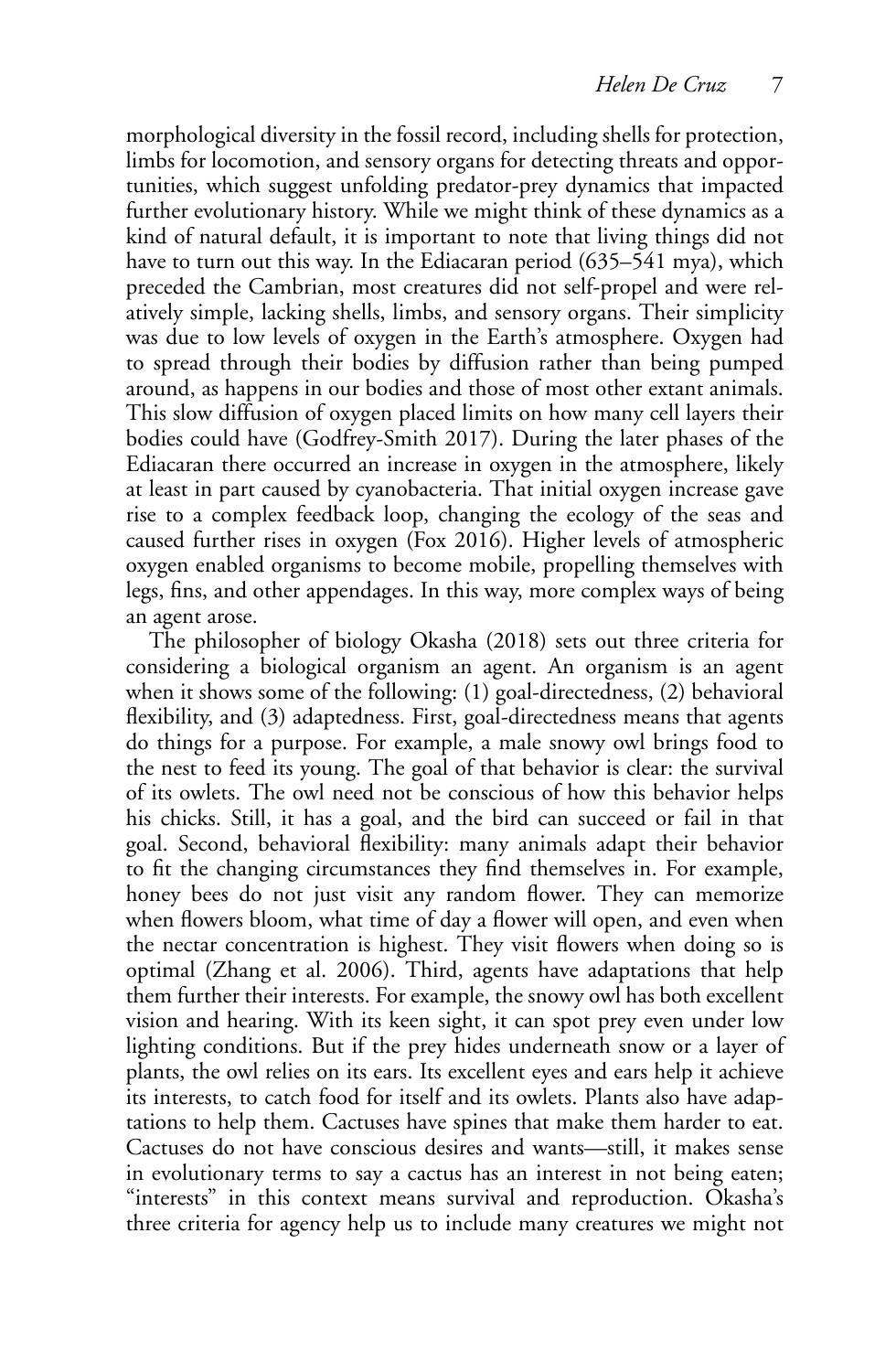morphological diversity in the fossil record, including shells for protection, limbs for locomotion, and sensory organs for detecting threats and opportunities, which suggest unfolding predator-prey dynamics that impacted further evolutionary history. While we might think of these dynamics as a kind of natural default, it is important to note that living things did not have to turn out this way. In the Ediacaran period (635–541 mya), which preceded the Cambrian, most creatures did not self-propel and were relatively simple, lacking shells, limbs, and sensory organs. Their simplicity was due to low levels of oxygen in the Earth's atmosphere. Oxygen had to spread through their bodies by diffusion rather than being pumped around, as happens in our bodies and those of most other extant animals. This slow diffusion of oxygen placed limits on how many cell layers their bodies could have (Godfrey-Smith 2017). During the later phases of the Ediacaran there occurred an increase in oxygen in the atmosphere, likely at least in part caused by cyanobacteria. That initial oxygen increase gave rise to a complex feedback loop, changing the ecology of the seas and caused further rises in oxygen (Fox 2016). Higher levels of atmospheric oxygen enabled organisms to become mobile, propelling themselves with legs, fins, and other appendages. In this way, more complex ways of being an agent arose.

The philosopher of biology Okasha (2018) sets out three criteria for considering a biological organism an agent. An organism is an agent when it shows some of the following: (1) goal-directedness, (2) behavioral flexibility, and (3) adaptedness. First, goal-directedness means that agents do things for a purpose. For example, a male snowy owl brings food to the nest to feed its young. The goal of that behavior is clear: the survival of its owlets. The owl need not be conscious of how this behavior helps his chicks. Still, it has a goal, and the bird can succeed or fail in that goal. Second, behavioral flexibility: many animals adapt their behavior to fit the changing circumstances they find themselves in. For example, honey bees do not just visit any random flower. They can memorize when flowers bloom, what time of day a flower will open, and even when the nectar concentration is highest. They visit flowers when doing so is optimal (Zhang et al. 2006). Third, agents have adaptations that help them further their interests. For example, the snowy owl has both excellent vision and hearing. With its keen sight, it can spot prey even under low lighting conditions. But if the prey hides underneath snow or a layer of plants, the owl relies on its ears. Its excellent eyes and ears help it achieve its interests, to catch food for itself and its owlets. Plants also have adaptations to help them. Cactuses have spines that make them harder to eat. Cactuses do not have conscious desires and wants—still, it makes sense in evolutionary terms to say a cactus has an interest in not being eaten; "interests" in this context means survival and reproduction. Okasha's three criteria for agency help us to include many creatures we might not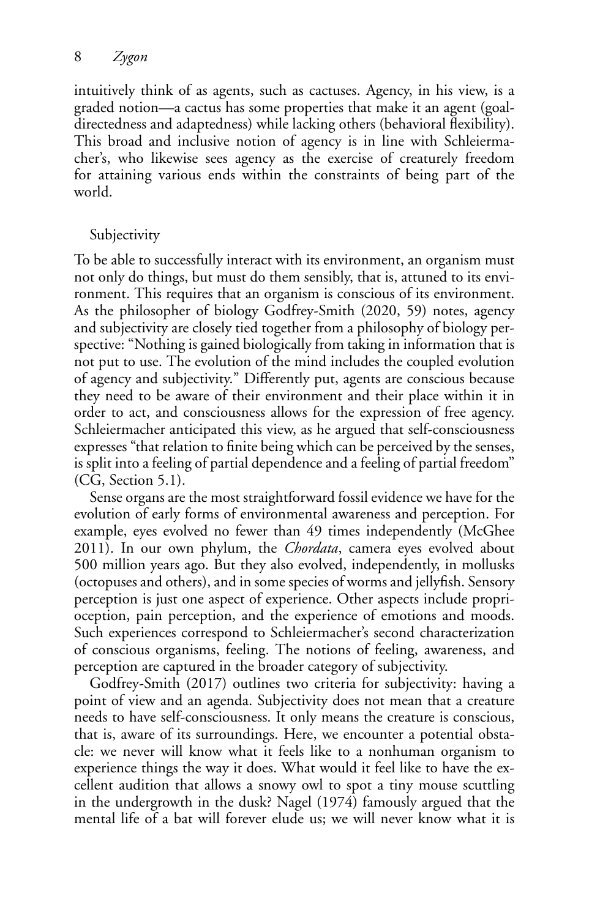intuitively think of as agents, such as cactuses. Agency, in his view, is a graded notion—a cactus has some properties that make it an agent (goal-directedness and adaptedness) while lacking others (behavioral flexibility). This broad and inclusive notion of agency is in line with Schleiermacher's, who likewise sees agency as the exercise of creaturely freedom for attaining various ends within the constraints of being part of the world.

## Subjectivity

To be able to successfully interact with its environment, an organism must not only do things, but must do them sensibly, that is, attuned to its environment. This requires that an organism is conscious of its environment. As the philosopher of biology Godfrey-Smith (2020, 59) notes, agency and subjectivity are closely tied together from a philosophy of biology perspective: "Nothing is gained biologically from taking in information that is not put to use. The evolution of the mind includes the coupled evolution of agency and subjectivity." Differently put, agents are conscious because they need to be aware of their environment and their place within it in order to act, and consciousness allows for the expression of free agency. Schleiermacher anticipated this view, as he argued that self-consciousness expresses "that relation to finite being which can be perceived by the senses, is split into a feeling of partial dependence and a feeling of partial freedom" (CG, Section 5.1).

Sense organs are the most straightforward fossil evidence we have for the evolution of early forms of environmental awareness and perception. For example, eyes evolved no fewer than 49 times independently (McGhee 2011). In our own phylum, the *Chordata*, camera eyes evolved about 500 million years ago. But they also evolved, independently, in mollusks (octopuses and others), and in some species of worms and jellyfish. Sensory perception is just one aspect of experience. Other aspects include proprioception, pain perception, and the experience of emotions and moods. Such experiences correspond to Schleiermacher's second characterization of conscious organisms, feeling. The notions of feeling, awareness, and perception are captured in the broader category of subjectivity.

Godfrey-Smith (2017) outlines two criteria for subjectivity: having a point of view and an agenda. Subjectivity does not mean that a creature needs to have self-consciousness. It only means the creature is conscious, that is, aware of its surroundings. Here, we encounter a potential obstacle: we never will know what it feels like to a nonhuman organism to experience things the way it does. What would it feel like to have the excellent audition that allows a snowy owl to spot a tiny mouse scuttling in the undergrowth in the dusk? Nagel (1974) famously argued that the mental life of a bat will forever elude us; we will never know what it is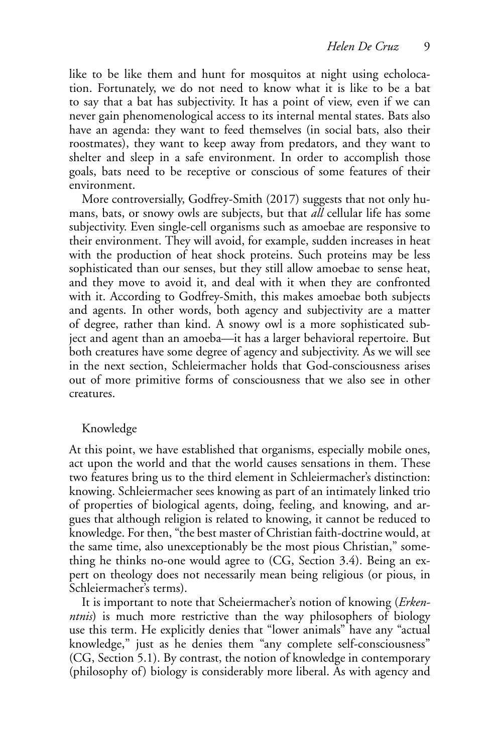like to be like them and hunt for mosquitos at night using echolocation. Fortunately, we do not need to know what it is like to be a bat to say that a bat has subjectivity. It has a point of view, even if we can never gain phenomenological access to its internal mental states. Bats also have an agenda: they want to feed themselves (in social bats, also their roostmates), they want to keep away from predators, and they want to shelter and sleep in a safe environment. In order to accomplish those goals, bats need to be receptive or conscious of some features of their environment.

More controversially, Godfrey-Smith (2017) suggests that not only humans, bats, or snowy owls are subjects, but that *all* cellular life has some subjectivity. Even single-cell organisms such as amoebae are responsive to their environment. They will avoid, for example, sudden increases in heat with the production of heat shock proteins. Such proteins may be less sophisticated than our senses, but they still allow amoebae to sense heat, and they move to avoid it, and deal with it when they are confronted with it. According to Godfrey-Smith, this makes amoebae both subjects and agents. In other words, both agency and subjectivity are a matter of degree, rather than kind. A snowy owl is a more sophisticated subject and agent than an amoeba—it has a larger behavioral repertoire. But both creatures have some degree of agency and subjectivity. As we will see in the next section, Schleiermacher holds that God-consciousness arises out of more primitive forms of consciousness that we also see in other creatures.

## Knowledge

At this point, we have established that organisms, especially mobile ones, act upon the world and that the world causes sensations in them. These two features bring us to the third element in Schleiermacher's distinction: knowing. Schleiermacher sees knowing as part of an intimately linked trio of properties of biological agents, doing, feeling, and knowing, and argues that although religion is related to knowing, it cannot be reduced to knowledge. For then, "the best master of Christian faith-doctrine would, at the same time, also unexceptionably be the most pious Christian," something he thinks no-one would agree to (CG, Section 3.4). Being an expert on theology does not necessarily mean being religious (or pious, in Schleiermacher's terms).

It is important to note that Scheiermacher's notion of knowing (*Erkenntnis*) is much more restrictive than the way philosophers of biology use this term. He explicitly denies that "lower animals" have any "actual knowledge," just as he denies them "any complete self-consciousness" (CG, Section 5.1). By contrast, the notion of knowledge in contemporary (philosophy of) biology is considerably more liberal. As with agency and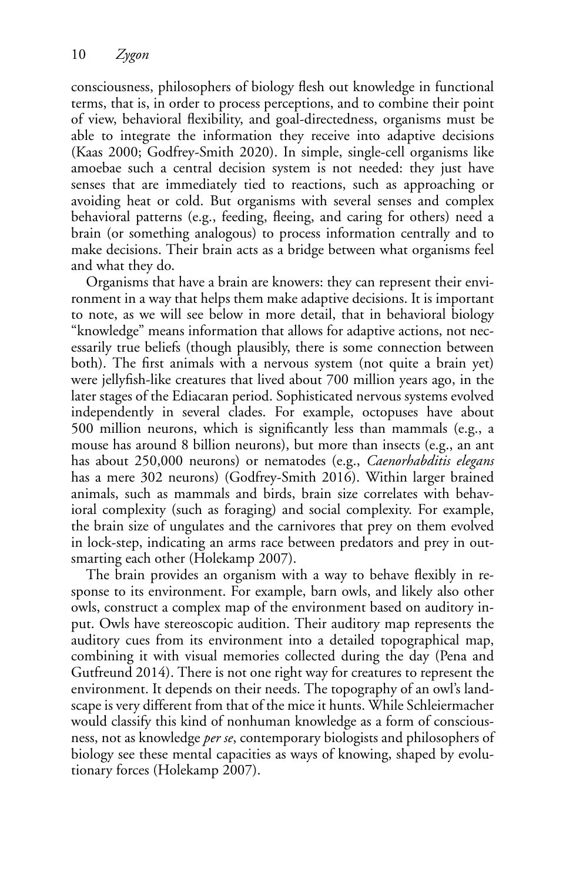consciousness, philosophers of biology flesh out knowledge in functional terms, that is, in order to process perceptions, and to combine their point of view, behavioral flexibility, and goal-directedness, organisms must be able to integrate the information they receive into adaptive decisions (Kaas 2000; Godfrey-Smith 2020). In simple, single-cell organisms like amoebae such a central decision system is not needed: they just have senses that are immediately tied to reactions, such as approaching or avoiding heat or cold. But organisms with several senses and complex behavioral patterns (e.g., feeding, fleeing, and caring for others) need a brain (or something analogous) to process information centrally and to make decisions. Their brain acts as a bridge between what organisms feel and what they do.

Organisms that have a brain are knowers: they can represent their environment in a way that helps them make adaptive decisions. It is important to note, as we will see below in more detail, that in behavioral biology "knowledge" means information that allows for adaptive actions, not necessarily true beliefs (though plausibly, there is some connection between both). The first animals with a nervous system (not quite a brain yet) were jellyfish-like creatures that lived about 700 million years ago, in the later stages of the Ediacaran period. Sophisticated nervous systems evolved independently in several clades. For example, octopuses have about 500 million neurons, which is significantly less than mammals (e.g., a mouse has around 8 billion neurons), but more than insects (e.g., an ant has about 250,000 neurons) or nematodes (e.g., *Caenorhabditis elegans* has a mere 302 neurons) (Godfrey-Smith 2016). Within larger brained animals, such as mammals and birds, brain size correlates with behavioral complexity (such as foraging) and social complexity. For example, the brain size of ungulates and the carnivores that prey on them evolved in lock-step, indicating an arms race between predators and prey in outsmarting each other (Holekamp 2007).

The brain provides an organism with a way to behave flexibly in response to its environment. For example, barn owls, and likely also other owls, construct a complex map of the environment based on auditory input. Owls have stereoscopic audition. Their auditory map represents the auditory cues from its environment into a detailed topographical map, combining it with visual memories collected during the day (Pena and Gutfreund 2014). There is not one right way for creatures to represent the environment. It depends on their needs. The topography of an owl's landscape is very different from that of the mice it hunts. While Schleiermacher would classify this kind of nonhuman knowledge as a form of consciousness, not as knowledge *per se*, contemporary biologists and philosophers of biology see these mental capacities as ways of knowing, shaped by evolutionary forces (Holekamp 2007).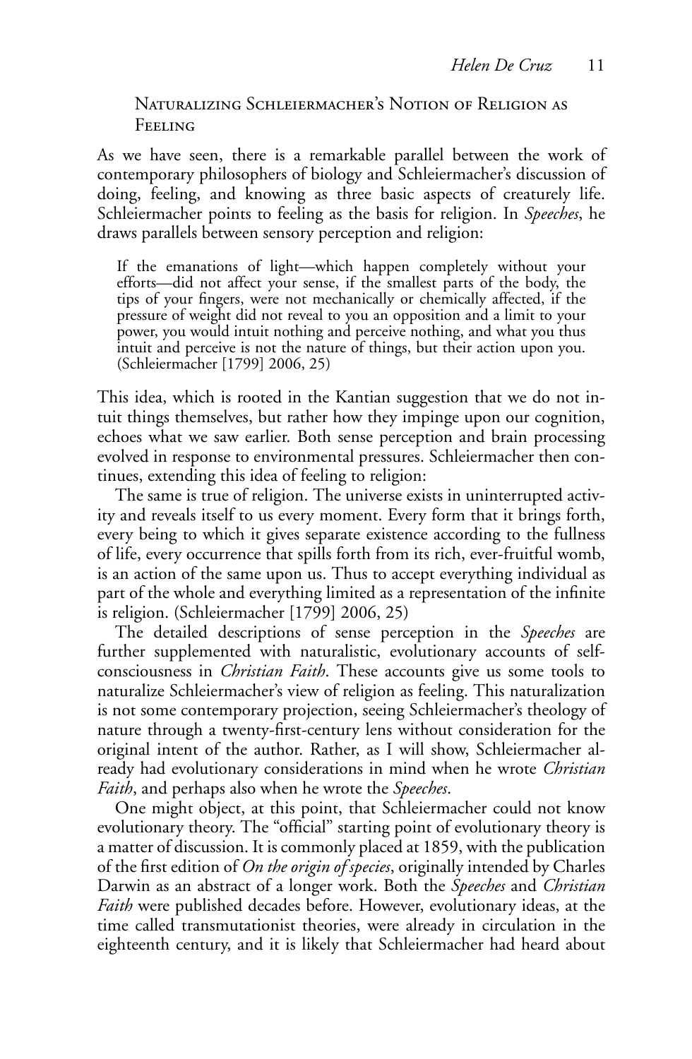## Naturalizing Schleiermacher's Notion of Religion as Feeling

As we have seen, there is a remarkable parallel between the work of contemporary philosophers of biology and Schleiermacher's discussion of doing, feeling, and knowing as three basic aspects of creaturely life. Schleiermacher points to feeling as the basis for religion. In *Speeches*, he draws parallels between sensory perception and religion:

> If the emanations of light—which happen completely without your efforts—did not affect your sense, if the smallest parts of the body, the tips of your fingers, were not mechanically or chemically affected, if the pressure of weight did not reveal to you an opposition and a limit to your power, you would intuit nothing and perceive nothing, and what you thus intuit and perceive is not the nature of things, but their action upon you. (Schleiermacher [1799] 2006, 25)

This idea, which is rooted in the Kantian suggestion that we do not intuit things themselves, but rather how they impinge upon our cognition, echoes what we saw earlier. Both sense perception and brain processing evolved in response to environmental pressures. Schleiermacher then continues, extending this idea of feeling to religion:

The same is true of religion. The universe exists in uninterrupted activity and reveals itself to us every moment. Every form that it brings forth, every being to which it gives separate existence according to the fullness of life, every occurrence that spills forth from its rich, ever-fruitful womb, is an action of the same upon us. Thus to accept everything individual as part of the whole and everything limited as a representation of the infinite is religion. (Schleiermacher [1799] 2006, 25)

The detailed descriptions of sense perception in the *Speeches* are further supplemented with naturalistic, evolutionary accounts of self-consciousness in *Christian Faith*. These accounts give us some tools to naturalize Schleiermacher's view of religion as feeling. This naturalization is not some contemporary projection, seeing Schleiermacher's theology of nature through a twenty-first-century lens without consideration for the original intent of the author. Rather, as I will show, Schleiermacher already had evolutionary considerations in mind when he wrote *Christian Faith*, and perhaps also when he wrote the *Speeches*.

One might object, at this point, that Schleiermacher could not know evolutionary theory. The "official" starting point of evolutionary theory is a matter of discussion. It is commonly placed at 1859, with the publication of the first edition of *On the origin of species*, originally intended by Charles Darwin as an abstract of a longer work. Both the *Speeches* and *Christian Faith* were published decades before. However, evolutionary ideas, at the time called transmutationist theories, were already in circulation in the eighteenth century, and it is likely that Schleiermacher had heard about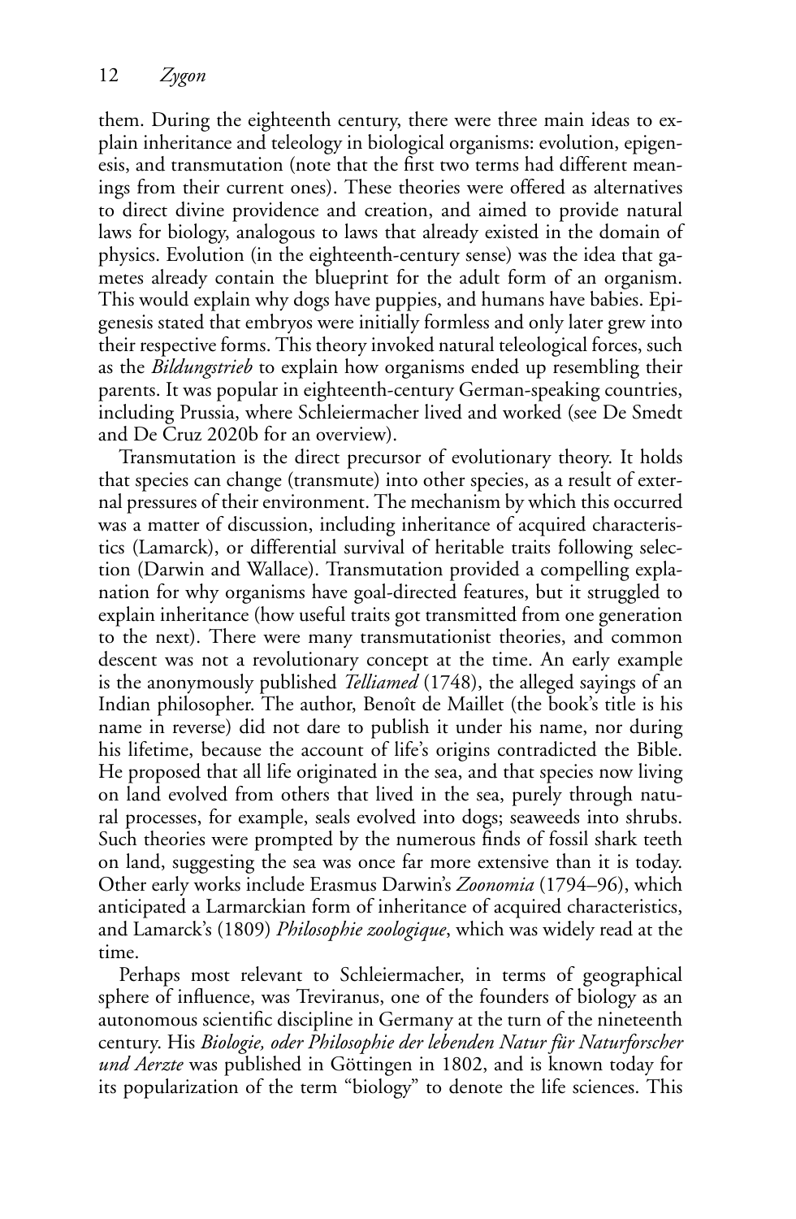them. During the eighteenth century, there were three main ideas to explain inheritance and teleology in biological organisms: evolution, epigenesis, and transmutation (note that the first two terms had different meanings from their current ones). These theories were offered as alternatives to direct divine providence and creation, and aimed to provide natural laws for biology, analogous to laws that already existed in the domain of physics. Evolution (in the eighteenth-century sense) was the idea that gametes already contain the blueprint for the adult form of an organism. This would explain why dogs have puppies, and humans have babies. Epigenesis stated that embryos were initially formless and only later grew into their respective forms. This theory invoked natural teleological forces, such as the *Bildungstrieb* to explain how organisms ended up resembling their parents. It was popular in eighteenth-century German-speaking countries, including Prussia, where Schleiermacher lived and worked (see De Smedt and De Cruz 2020b for an overview).

Transmutation is the direct precursor of evolutionary theory. It holds that species can change (transmute) into other species, as a result of external pressures of their environment. The mechanism by which this occurred was a matter of discussion, including inheritance of acquired characteristics (Lamarck), or differential survival of heritable traits following selection (Darwin and Wallace). Transmutation provided a compelling explanation for why organisms have goal-directed features, but it struggled to explain inheritance (how useful traits got transmitted from one generation to the next). There were many transmutationist theories, and common descent was not a revolutionary concept at the time. An early example is the anonymously published *Telliamed* (1748), the alleged sayings of an Indian philosopher. The author, Benoît de Maillet (the book's title is his name in reverse) did not dare to publish it under his name, nor during his lifetime, because the account of life's origins contradicted the Bible. He proposed that all life originated in the sea, and that species now living on land evolved from others that lived in the sea, purely through natural processes, for example, seals evolved into dogs; seaweeds into shrubs. Such theories were prompted by the numerous finds of fossil shark teeth on land, suggesting the sea was once far more extensive than it is today. Other early works include Erasmus Darwin's *Zoonomia* (1794–96), which anticipated a Larmarckian form of inheritance of acquired characteristics, and Lamarck's (1809) *Philosophie zoologique*, which was widely read at the time.

Perhaps most relevant to Schleiermacher, in terms of geographical sphere of influence, was Treviranus, one of the founders of biology as an autonomous scientific discipline in Germany at the turn of the nineteenth century. His *Biologie, oder Philosophie der lebenden Natur für Naturforscher und Aerzte* was published in Göttingen in 1802, and is known today for its popularization of the term "biology" to denote the life sciences. This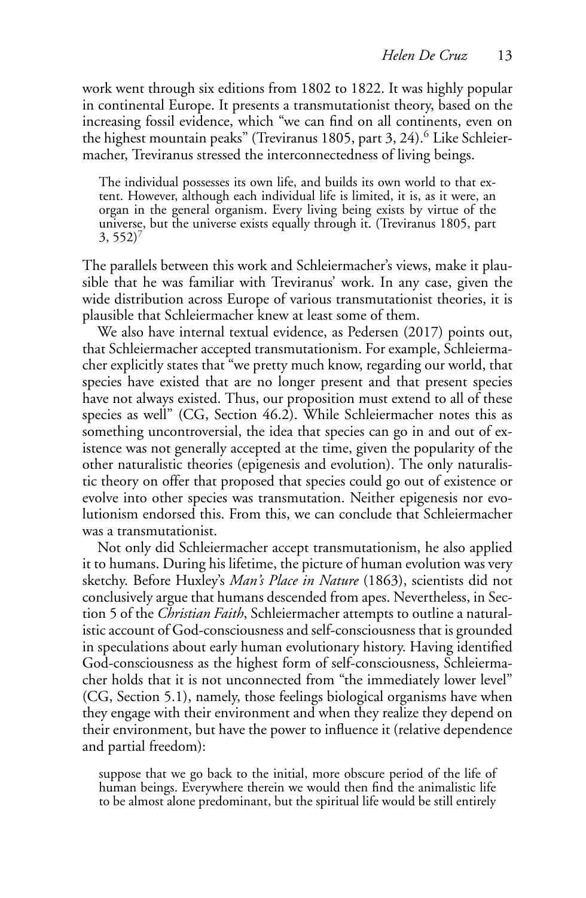work went through six editions from 1802 to 1822. It was highly popular in continental Europe. It presents a transmutationist theory, based on the increasing fossil evidence, which "we can find on all continents, even on the highest mountain peaks" (Treviranus 1805, part 3, 24).[6] Like Schleiermacher, Treviranus stressed the interconnectedness of living beings.

> The individual possesses its own life, and builds its own world to that extent. However, although each individual life is limited, it is, as it were, an organ in the general organism. Every living being exists by virtue of the universe, but the universe exists equally through it. (Treviranus 1805, part 3, 552)[7]

The parallels between this work and Schleiermacher's views, make it plausible that he was familiar with Treviranus' work. In any case, given the wide distribution across Europe of various transmutationist theories, it is plausible that Schleiermacher knew at least some of them.

We also have internal textual evidence, as Pedersen (2017) points out, that Schleiermacher accepted transmutationism. For example, Schleiermacher explicitly states that "we pretty much know, regarding our world, that species have existed that are no longer present and that present species have not always existed. Thus, our proposition must extend to all of these species as well" (CG, Section 46.2). While Schleiermacher notes this as something uncontroversial, the idea that species can go in and out of existence was not generally accepted at the time, given the popularity of the other naturalistic theories (epigenesis and evolution). The only naturalistic theory on offer that proposed that species could go out of existence or evolve into other species was transmutation. Neither epigenesis nor evolutionism endorsed this. From this, we can conclude that Schleiermacher was a transmutationist.

Not only did Schleiermacher accept transmutationism, he also applied it to humans. During his lifetime, the picture of human evolution was very sketchy. Before Huxley's *Man's Place in Nature* (1863), scientists did not conclusively argue that humans descended from apes. Nevertheless, in Section 5 of the *Christian Faith*, Schleiermacher attempts to outline a naturalistic account of God-consciousness and self-consciousness that is grounded in speculations about early human evolutionary history. Having identified God-consciousness as the highest form of self-consciousness, Schleiermacher holds that it is not unconnected from "the immediately lower level" (CG, Section 5.1), namely, those feelings biological organisms have when they engage with their environment and when they realize they depend on their environment, but have the power to influence it (relative dependence and partial freedom):

> suppose that we go back to the initial, more obscure period of the life of human beings. Everywhere therein we would then find the animalistic life to be almost alone predominant, but the spiritual life would be still entirely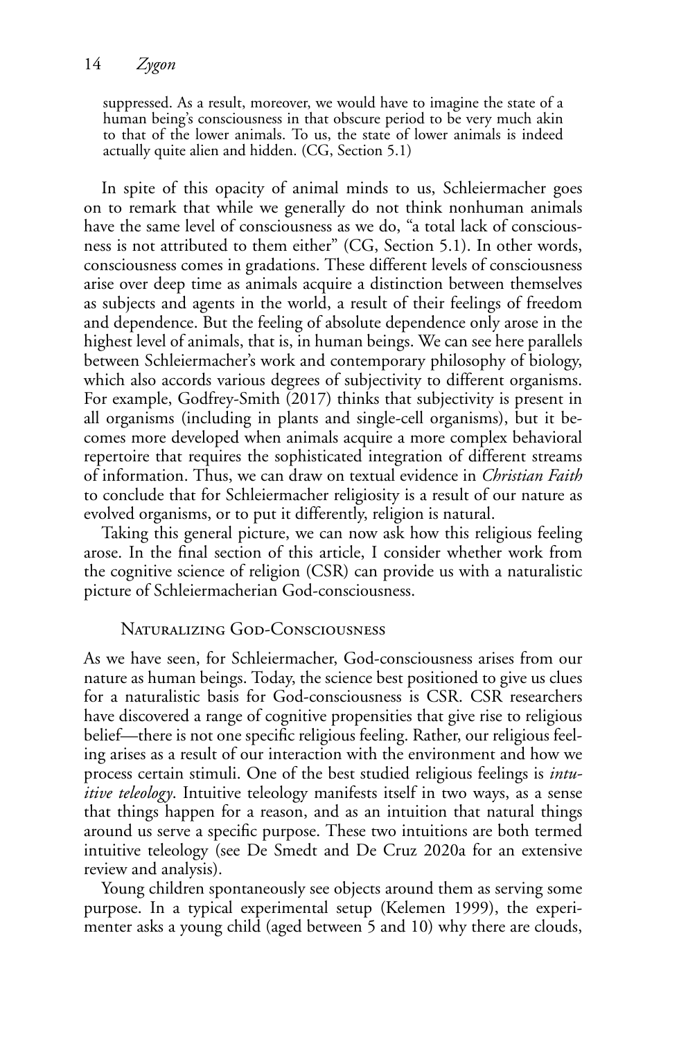suppressed. As a result, moreover, we would have to imagine the state of a human being's consciousness in that obscure period to be very much akin to that of the lower animals. To us, the state of lower animals is indeed actually quite alien and hidden. (CG, Section 5.1)

In spite of this opacity of animal minds to us, Schleiermacher goes on to remark that while we generally do not think nonhuman animals have the same level of consciousness as we do, "a total lack of consciousness is not attributed to them either" (CG, Section 5.1). In other words, consciousness comes in gradations. These different levels of consciousness arise over deep time as animals acquire a distinction between themselves as subjects and agents in the world, a result of their feelings of freedom and dependence. But the feeling of absolute dependence only arose in the highest level of animals, that is, in human beings. We can see here parallels between Schleiermacher's work and contemporary philosophy of biology, which also accords various degrees of subjectivity to different organisms. For example, Godfrey-Smith (2017) thinks that subjectivity is present in all organisms (including in plants and single-cell organisms), but it becomes more developed when animals acquire a more complex behavioral repertoire that requires the sophisticated integration of different streams of information. Thus, we can draw on textual evidence in *Christian Faith* to conclude that for Schleiermacher religiosity is a result of our nature as evolved organisms, or to put it differently, religion is natural.

Taking this general picture, we can now ask how this religious feeling arose. In the final section of this article, I consider whether work from the cognitive science of religion (CSR) can provide us with a naturalistic picture of Schleiermacherian God-consciousness.

## Naturalizing God-Consciousness

As we have seen, for Schleiermacher, God-consciousness arises from our nature as human beings. Today, the science best positioned to give us clues for a naturalistic basis for God-consciousness is CSR. CSR researchers have discovered a range of cognitive propensities that give rise to religious belief—there is not one specific religious feeling. Rather, our religious feeling arises as a result of our interaction with the environment and how we process certain stimuli. One of the best studied religious feelings is *intuitive teleology*. Intuitive teleology manifests itself in two ways, as a sense that things happen for a reason, and as an intuition that natural things around us serve a specific purpose. These two intuitions are both termed intuitive teleology (see De Smedt and De Cruz 2020a for an extensive review and analysis).

Young children spontaneously see objects around them as serving some purpose. In a typical experimental setup (Kelemen 1999), the experimenter asks a young child (aged between 5 and 10) why there are clouds,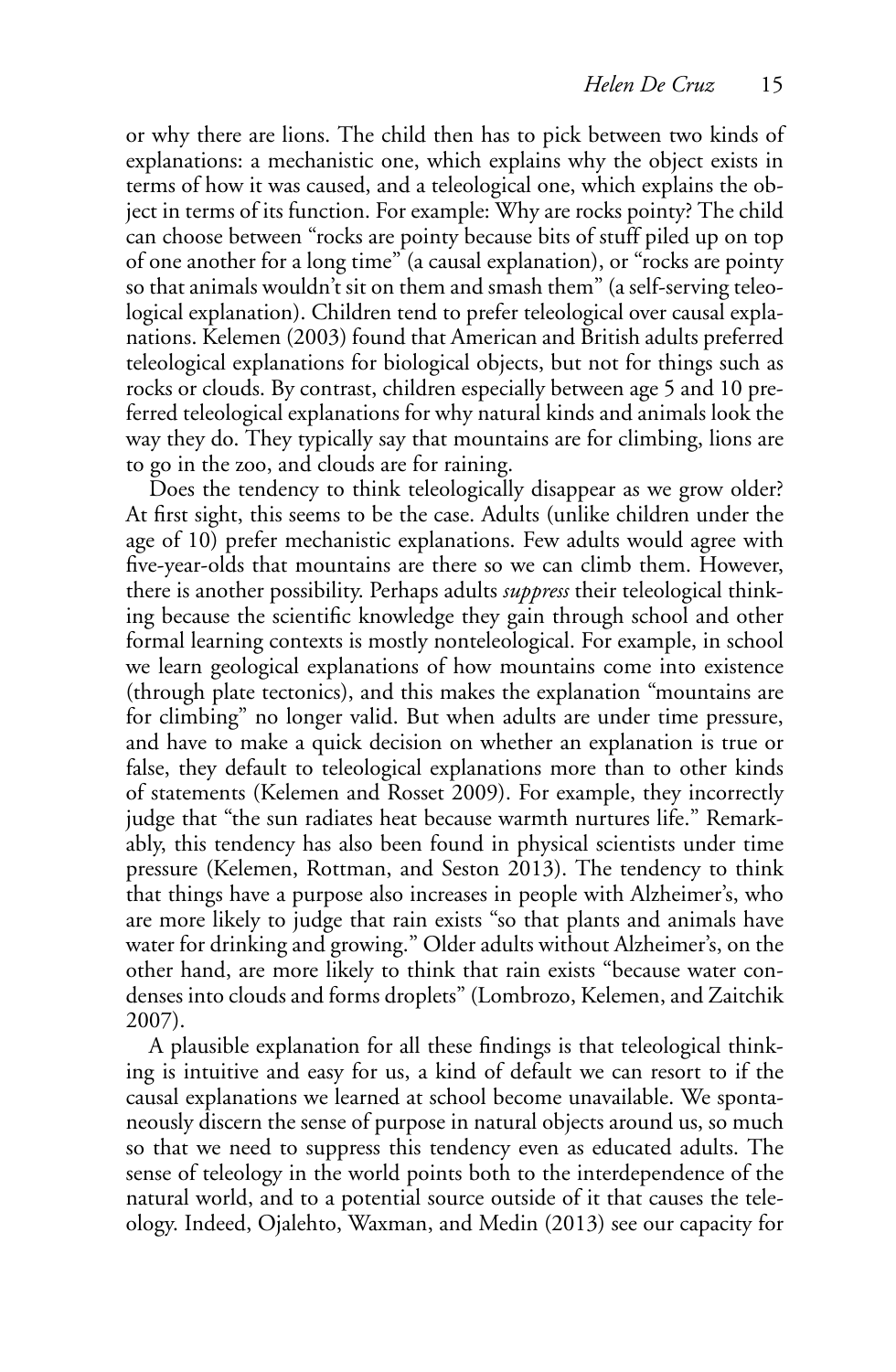or why there are lions. The child then has to pick between two kinds of explanations: a mechanistic one, which explains why the object exists in terms of how it was caused, and a teleological one, which explains the object in terms of its function. For example: Why are rocks pointy? The child can choose between "rocks are pointy because bits of stuff piled up on top of one another for a long time" (a causal explanation), or "rocks are pointy so that animals wouldn't sit on them and smash them" (a self-serving teleological explanation). Children tend to prefer teleological over causal explanations. Kelemen (2003) found that American and British adults preferred teleological explanations for biological objects, but not for things such as rocks or clouds. By contrast, children especially between age 5 and 10 preferred teleological explanations for why natural kinds and animals look the way they do. They typically say that mountains are for climbing, lions are to go in the zoo, and clouds are for raining.

Does the tendency to think teleologically disappear as we grow older? At first sight, this seems to be the case. Adults (unlike children under the age of 10) prefer mechanistic explanations. Few adults would agree with five-year-olds that mountains are there so we can climb them. However, there is another possibility. Perhaps adults *suppress* their teleological thinking because the scientific knowledge they gain through school and other formal learning contexts is mostly nonteleological. For example, in school we learn geological explanations of how mountains come into existence (through plate tectonics), and this makes the explanation "mountains are for climbing" no longer valid. But when adults are under time pressure, and have to make a quick decision on whether an explanation is true or false, they default to teleological explanations more than to other kinds of statements (Kelemen and Rosset 2009). For example, they incorrectly judge that "the sun radiates heat because warmth nurtures life." Remarkably, this tendency has also been found in physical scientists under time pressure (Kelemen, Rottman, and Seston 2013). The tendency to think that things have a purpose also increases in people with Alzheimer's, who are more likely to judge that rain exists "so that plants and animals have water for drinking and growing." Older adults without Alzheimer's, on the other hand, are more likely to think that rain exists "because water condenses into clouds and forms droplets" (Lombrozo, Kelemen, and Zaitchik 2007).

A plausible explanation for all these findings is that teleological thinking is intuitive and easy for us, a kind of default we can resort to if the causal explanations we learned at school become unavailable. We spontaneously discern the sense of purpose in natural objects around us, so much so that we need to suppress this tendency even as educated adults. The sense of teleology in the world points both to the interdependence of the natural world, and to a potential source outside of it that causes the teleology. Indeed, Ojalehto, Waxman, and Medin (2013) see our capacity for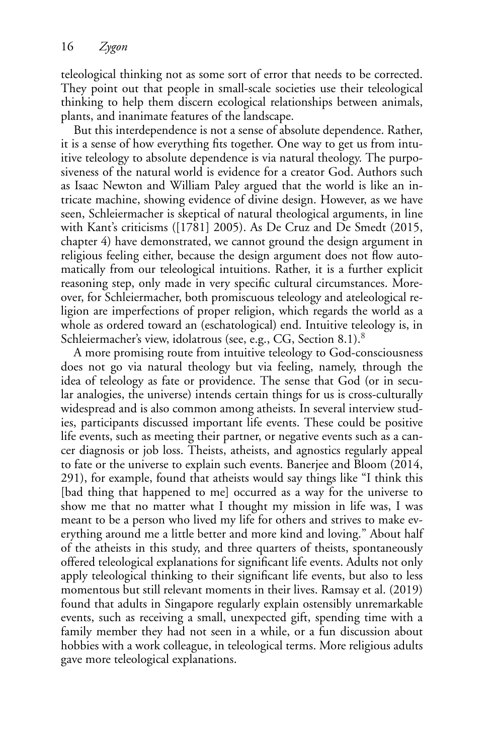teleological thinking not as some sort of error that needs to be corrected. They point out that people in small-scale societies use their teleological thinking to help them discern ecological relationships between animals, plants, and inanimate features of the landscape.

But this interdependence is not a sense of absolute dependence. Rather, it is a sense of how everything fits together. One way to get us from intuitive teleology to absolute dependence is via natural theology. The purposiveness of the natural world is evidence for a creator God. Authors such as Isaac Newton and William Paley argued that the world is like an intricate machine, showing evidence of divine design. However, as we have seen, Schleiermacher is skeptical of natural theological arguments, in line with Kant's criticisms ([1781] 2005). As De Cruz and De Smedt (2015, chapter 4) have demonstrated, we cannot ground the design argument in religious feeling either, because the design argument does not flow automatically from our teleological intuitions. Rather, it is a further explicit reasoning step, only made in very specific cultural circumstances. Moreover, for Schleiermacher, both promiscuous teleology and ateleological religion are imperfections of proper religion, which regards the world as a whole as ordered toward an (eschatological) end. Intuitive teleology is, in Schleiermacher's view, idolatrous (see, e.g., CG, Section 8.1).[8]

A more promising route from intuitive teleology to God-consciousness does not go via natural theology but via feeling, namely, through the idea of teleology as fate or providence. The sense that God (or in secular analogies, the universe) intends certain things for us is cross-culturally widespread and is also common among atheists. In several interview studies, participants discussed important life events. These could be positive life events, such as meeting their partner, or negative events such as a cancer diagnosis or job loss. Theists, atheists, and agnostics regularly appeal to fate or the universe to explain such events. Banerjee and Bloom (2014, 291), for example, found that atheists would say things like "I think this [bad thing that happened to me] occurred as a way for the universe to show me that no matter what I thought my mission in life was, I was meant to be a person who lived my life for others and strives to make everything around me a little better and more kind and loving." About half of the atheists in this study, and three quarters of theists, spontaneously offered teleological explanations for significant life events. Adults not only apply teleological thinking to their significant life events, but also to less momentous but still relevant moments in their lives. Ramsay et al. (2019) found that adults in Singapore regularly explain ostensibly unremarkable events, such as receiving a small, unexpected gift, spending time with a family member they had not seen in a while, or a fun discussion about hobbies with a work colleague, in teleological terms. More religious adults gave more teleological explanations.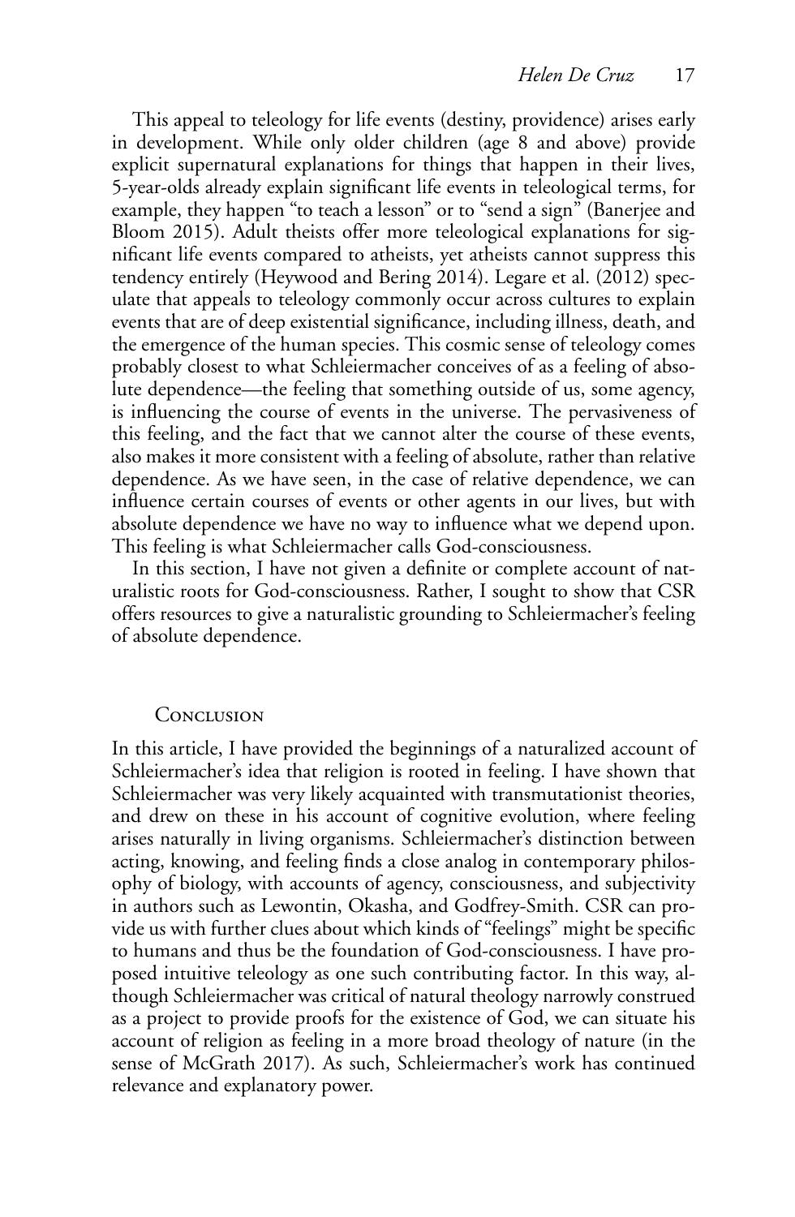This appeal to teleology for life events (destiny, providence) arises early in development. While only older children (age 8 and above) provide explicit supernatural explanations for things that happen in their lives, 5-year-olds already explain significant life events in teleological terms, for example, they happen "to teach a lesson" or to "send a sign" (Banerjee and Bloom 2015). Adult theists offer more teleological explanations for significant life events compared to atheists, yet atheists cannot suppress this tendency entirely (Heywood and Bering 2014). Legare et al. (2012) speculate that appeals to teleology commonly occur across cultures to explain events that are of deep existential significance, including illness, death, and the emergence of the human species. This cosmic sense of teleology comes probably closest to what Schleiermacher conceives of as a feeling of absolute dependence—the feeling that something outside of us, some agency, is influencing the course of events in the universe. The pervasiveness of this feeling, and the fact that we cannot alter the course of these events, also makes it more consistent with a feeling of absolute, rather than relative dependence. As we have seen, in the case of relative dependence, we can influence certain courses of events or other agents in our lives, but with absolute dependence we have no way to influence what we depend upon. This feeling is what Schleiermacher calls God-consciousness.

In this section, I have not given a definite or complete account of naturalistic roots for God-consciousness. Rather, I sought to show that CSR offers resources to give a naturalistic grounding to Schleiermacher's feeling of absolute dependence.

## Conclusion

In this article, I have provided the beginnings of a naturalized account of Schleiermacher's idea that religion is rooted in feeling. I have shown that Schleiermacher was very likely acquainted with transmutationist theories, and drew on these in his account of cognitive evolution, where feeling arises naturally in living organisms. Schleiermacher's distinction between acting, knowing, and feeling finds a close analog in contemporary philosophy of biology, with accounts of agency, consciousness, and subjectivity in authors such as Lewontin, Okasha, and Godfrey-Smith. CSR can provide us with further clues about which kinds of "feelings" might be specific to humans and thus be the foundation of God-consciousness. I have proposed intuitive teleology as one such contributing factor. In this way, although Schleiermacher was critical of natural theology narrowly construed as a project to provide proofs for the existence of God, we can situate his account of religion as feeling in a more broad theology of nature (in the sense of McGrath 2017). As such, Schleiermacher's work has continued relevance and explanatory power.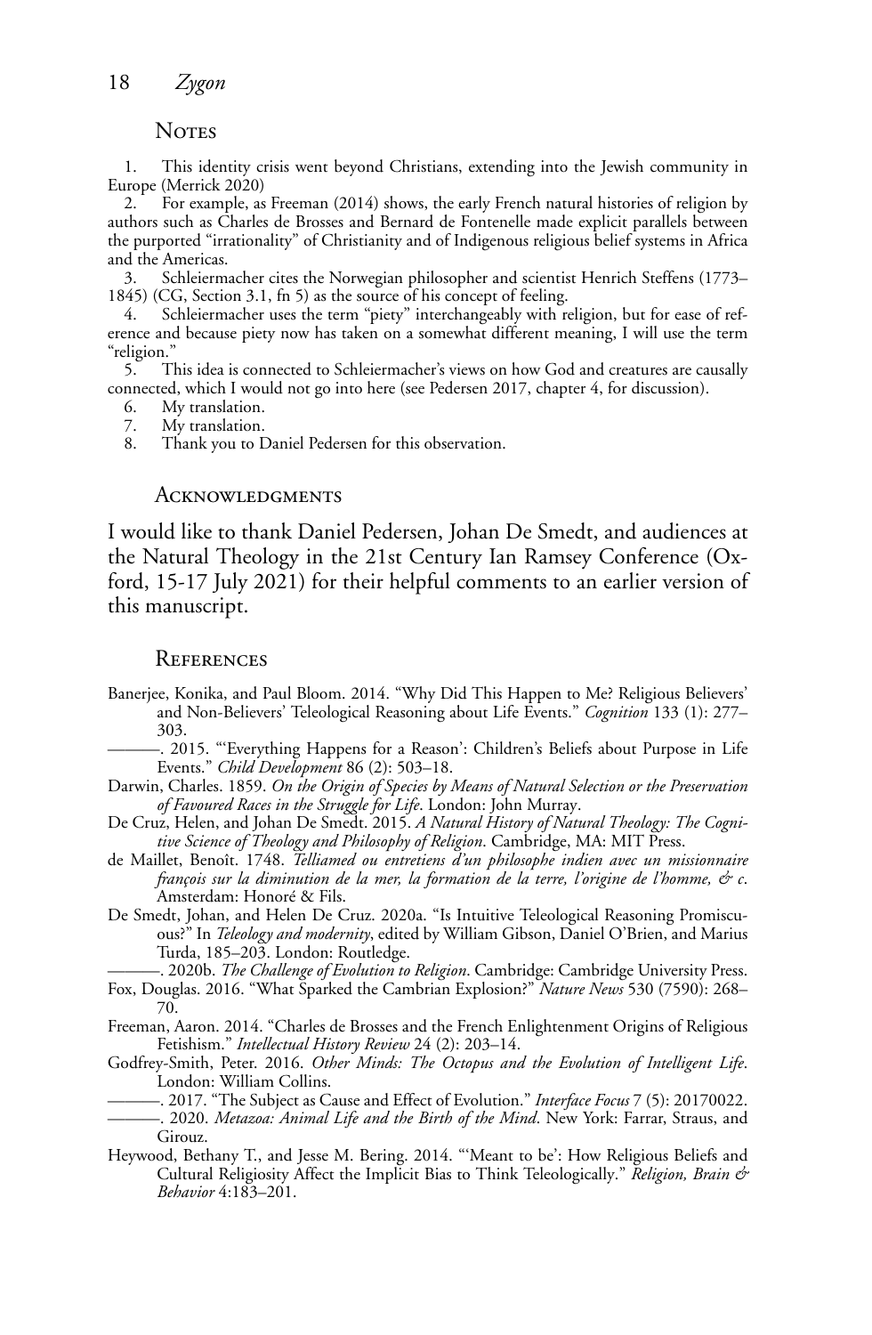## Notes

1. This identity crisis went beyond Christians, extending into the Jewish community in Europe (Merrick 2020)
2. For example, as Freeman (2014) shows, the early French natural histories of religion by authors such as Charles de Brosses and Bernard de Fontenelle made explicit parallels between the purported "irrationality" of Christianity and of Indigenous religious belief systems in Africa and the Americas.
3. Schleiermacher cites the Norwegian philosopher and scientist Henrich Steffens (1773–1845) (CG, Section 3.1, fn 5) as the source of his concept of feeling.
4. Schleiermacher uses the term "piety" interchangeably with religion, but for ease of reference and because piety now has taken on a somewhat different meaning, I will use the term "religion."
5. This idea is connected to Schleiermacher's views on how God and creatures are causally connected, which I would not go into here (see Pedersen 2017, chapter 4, for discussion).
6. My translation.
7. My translation.
8. Thank you to Daniel Pedersen for this observation.

## Acknowledgments

I would like to thank Daniel Pedersen, Johan De Smedt, and audiences at the Natural Theology in the 21st Century Ian Ramsey Conference (Oxford, 15-17 July 2021) for their helpful comments to an earlier version of this manuscript.

## References

Banerjee, Konika, and Paul Bloom. 2014. "Why Did This Happen to Me? Religious Believers' and Non-Believers' Teleological Reasoning about Life Events." *Cognition* 133 (1): 277–303.

———. 2015. "'Everything Happens for a Reason': Children's Beliefs about Purpose in Life Events." *Child Development* 86 (2): 503–18.

Darwin, Charles. 1859. *On the Origin of Species by Means of Natural Selection or the Preservation of Favoured Races in the Struggle for Life*. London: John Murray.

De Cruz, Helen, and Johan De Smedt. 2015. *A Natural History of Natural Theology: The Cognitive Science of Theology and Philosophy of Religion*. Cambridge, MA: MIT Press.

de Maillet, Benoît. 1748. *Telliamed ou entretiens d'un philosophe indien avec un missionnaire françois sur la diminution de la mer, la formation de la terre, l'origine de l'homme, & c*. Amsterdam: Honoré & Fils.

De Smedt, Johan, and Helen De Cruz. 2020a. "Is Intuitive Teleological Reasoning Promiscuous?" In *Teleology and modernity*, edited by William Gibson, Daniel O'Brien, and Marius Turda, 185–203. London: Routledge.

———. 2020b. *The Challenge of Evolution to Religion*. Cambridge: Cambridge University Press.

Fox, Douglas. 2016. "What Sparked the Cambrian Explosion?" *Nature News* 530 (7590): 268–70.

Freeman, Aaron. 2014. "Charles de Brosses and the French Enlightenment Origins of Religious Fetishism." *Intellectual History Review* 24 (2): 203–14.

Godfrey-Smith, Peter. 2016. *Other Minds: The Octopus and the Evolution of Intelligent Life*. London: William Collins.

———. 2017. "The Subject as Cause and Effect of Evolution." *Interface Focus* 7 (5): 20170022.

———. 2020. *Metazoa: Animal Life and the Birth of the Mind*. New York: Farrar, Straus, and Girouz.

Heywood, Bethany T., and Jesse M. Bering. 2014. "'Meant to be': How Religious Beliefs and Cultural Religiosity Affect the Implicit Bias to Think Teleologically." *Religion, Brain & Behavior* 4:183–201.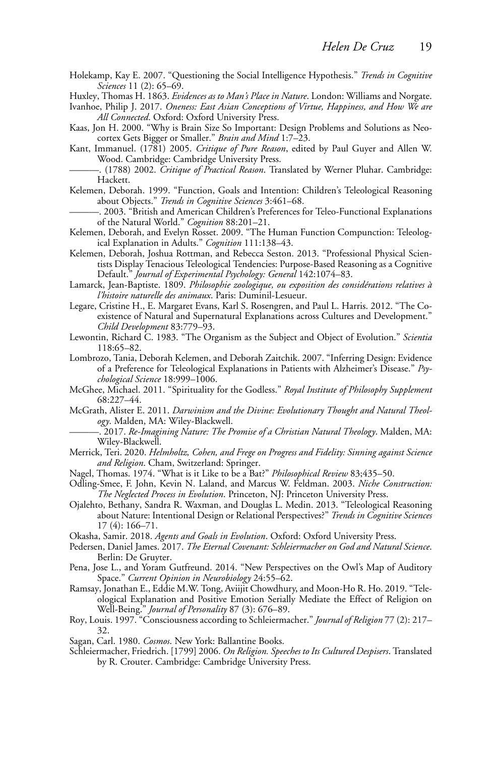Holekamp, Kay E. 2007. "Questioning the Social Intelligence Hypothesis." *Trends in Cognitive Sciences* 11 (2): 65–69.

Huxley, Thomas H. 1863. *Evidences as to Man's Place in Nature*. London: Williams and Norgate.

Ivanhoe, Philip J. 2017. *Oneness: East Asian Conceptions of Virtue, Happiness, and How We are All Connected*. Oxford: Oxford University Press.

Kaas, Jon H. 2000. "Why is Brain Size So Important: Design Problems and Solutions as Neocortex Gets Bigger or Smaller." *Brain and Mind* 1:7–23.

Kant, Immanuel. (1781) 2005. *Critique of Pure Reason*, edited by Paul Guyer and Allen W. Wood. Cambridge: Cambridge University Press.

———. (1788) 2002. *Critique of Practical Reason*. Translated by Werner Pluhar. Cambridge: Hackett.

Kelemen, Deborah. 1999. "Function, Goals and Intention: Children's Teleological Reasoning about Objects." *Trends in Cognitive Sciences* 3:461–68.

———. 2003. "British and American Children's Preferences for Teleo-Functional Explanations of the Natural World." *Cognition* 88:201–21.

Kelemen, Deborah, and Evelyn Rosset. 2009. "The Human Function Compunction: Teleological Explanation in Adults." *Cognition* 111:138–43.

Kelemen, Deborah, Joshua Rottman, and Rebecca Seston. 2013. "Professional Physical Scientists Display Tenacious Teleological Tendencies: Purpose-Based Reasoning as a Cognitive Default." *Journal of Experimental Psychology: General* 142:1074–83.

Lamarck, Jean-Baptiste. 1809. *Philosophie zoologique, ou exposition des considérations relatives à l'histoire naturelle des animaux*. Paris: Duminil-Lesueur.

Legare, Cristine H., E. Margaret Evans, Karl S. Rosengren, and Paul L. Harris. 2012. "The Coexistence of Natural and Supernatural Explanations across Cultures and Development." *Child Development* 83:779–93.

Lewontin, Richard C. 1983. "The Organism as the Subject and Object of Evolution." *Scientia* 118:65–82.

Lombrozo, Tania, Deborah Kelemen, and Deborah Zaitchik. 2007. "Inferring Design: Evidence of a Preference for Teleological Explanations in Patients with Alzheimer's Disease." *Psychological Science* 18:999–1006.

McGhee, Michael. 2011. "Spirituality for the Godless." *Royal Institute of Philosophy Supplement* 68:227–44.

McGrath, Alister E. 2011. *Darwinism and the Divine: Evolutionary Thought and Natural Theology*. Malden, MA: Wiley-Blackwell.

———. 2017. *Re-Imagining Nature: The Promise of a Christian Natural Theology*. Malden, MA: Wiley-Blackwell.

Merrick, Teri. 2020. *Helmholtz, Cohen, and Frege on Progress and Fidelity: Sinning against Science and Religion*. Cham, Switzerland: Springer.

Nagel, Thomas. 1974. "What is it Like to be a Bat?" *Philosophical Review* 83;435–50.

Odling-Smee, F. John, Kevin N. Laland, and Marcus W. Feldman. 2003. *Niche Construction: The Neglected Process in Evolution*. Princeton, NJ: Princeton University Press.

Ojalehto, Bethany, Sandra R. Waxman, and Douglas L. Medin. 2013. "Teleological Reasoning about Nature: Intentional Design or Relational Perspectives?" *Trends in Cognitive Sciences* 17 (4): 166–71.

Okasha, Samir. 2018. *Agents and Goals in Evolution*. Oxford: Oxford University Press.

Pedersen, Daniel James. 2017. *The Eternal Covenant: Schleiermacher on God and Natural Science*. Berlin: De Gruyter.

Pena, Jose L., and Yoram Gutfreund. 2014. "New Perspectives on the Owl's Map of Auditory Space." *Current Opinion in Neurobiology* 24:55–62.

Ramsay, Jonathan E., Eddie M.W. Tong, Aviijit Chowdhury, and Moon-Ho R. Ho. 2019. "Teleological Explanation and Positive Emotion Serially Mediate the Effect of Religion on Well-Being." *Journal of Personality* 87 (3): 676–89.

Roy, Louis. 1997. "Consciousness according to Schleiermacher." *Journal of Religion* 77 (2): 217–32.

Sagan, Carl. 1980. *Cosmos*. New York: Ballantine Books.

Schleiermacher, Friedrich. [1799] 2006. *On Religion. Speeches to Its Cultured Despisers*. Translated by R. Crouter. Cambridge: Cambridge University Press.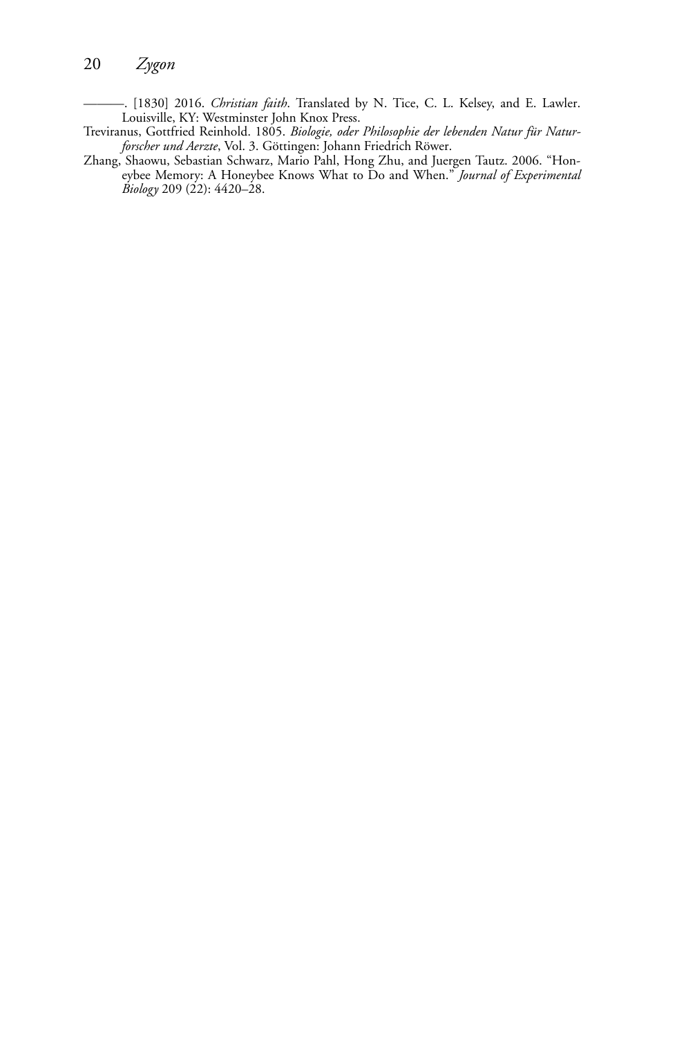———. [1830] 2016. *Christian faith*. Translated by N. Tice, C. L. Kelsey, and E. Lawler. Louisville, KY: Westminster John Knox Press.

Treviranus, Gottfried Reinhold. 1805. *Biologie, oder Philosophie der lebenden Natur für Naturforscher und Aerzte*, Vol. 3. Göttingen: Johann Friedrich Röwer.

Zhang, Shaowu, Sebastian Schwarz, Mario Pahl, Hong Zhu, and Juergen Tautz. 2006. "Honeybee Memory: A Honeybee Knows What to Do and When." *Journal of Experimental Biology* 209 (22): 4420–28.